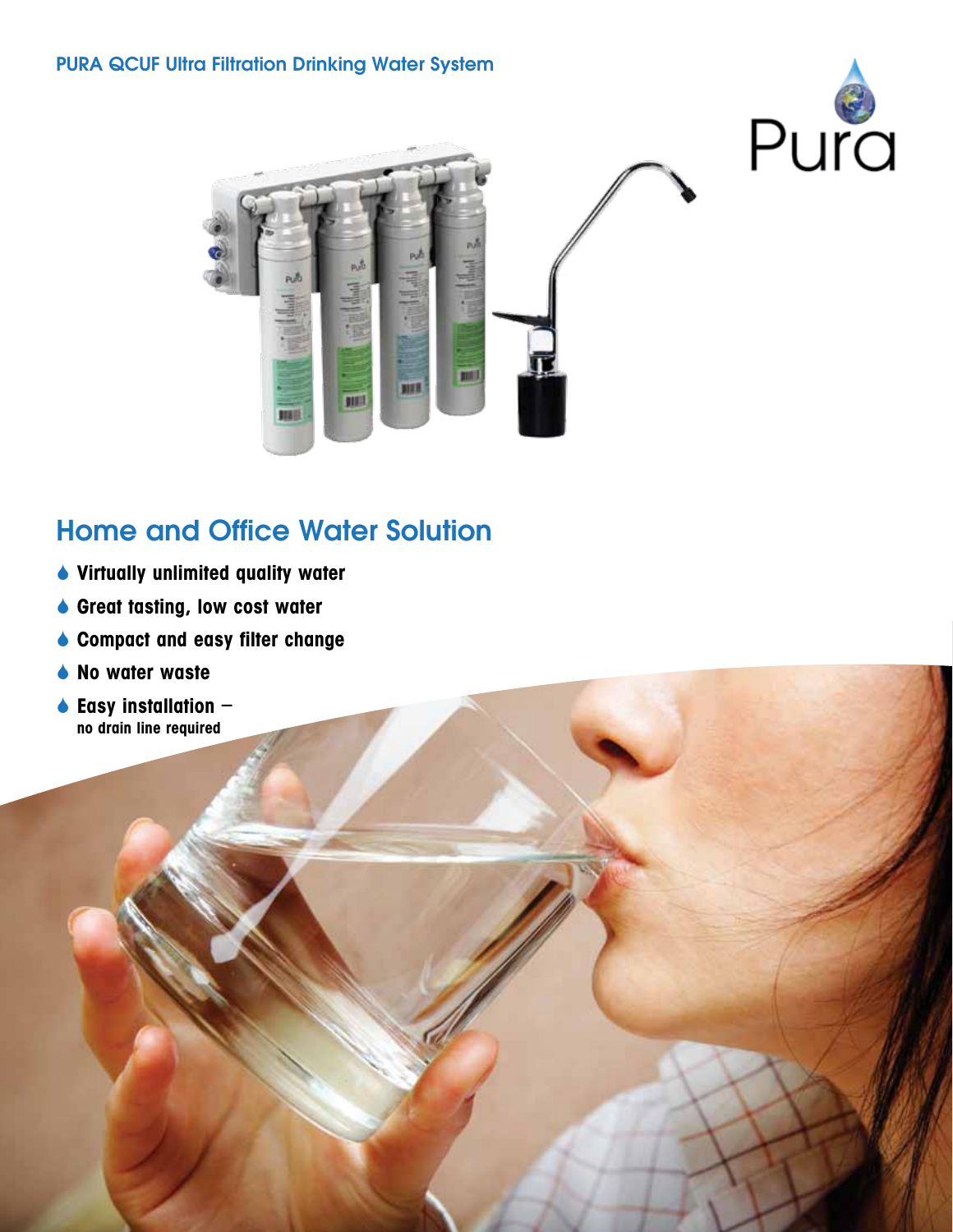PURA QCUF Ultra Filtration Drinking Water System

Pura

## Home and Office Water Solution

- **Virtually unlimited quality water**
- **Great tasting, low cost water**
- **Compact and easy filter change**
- **No water waste**
- **Easy installation – no drain line required**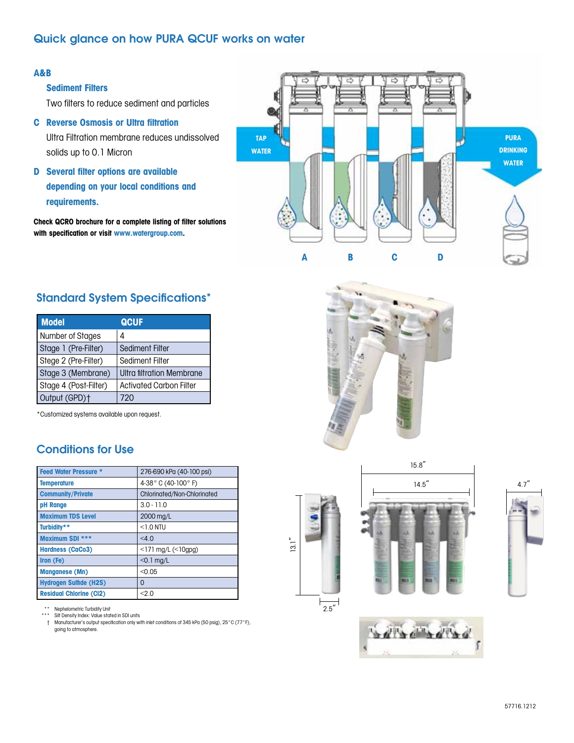## Quick glance on how PURA QCUF works on water

### A&B

**Sediment Filters**

Two filters to reduce sediment and particles

### C Reverse Osmosis or Ultra filtration

Ultra Filtration membrane reduces undissolved solids up to 0.1 Micron

### D Several filter options are available depending on your local conditions and requirements.

**Check QCRO brochure for a complete listing of filter solutions with specification or visit www.watergroup.com.**

TAP WATER

PURA DRINKING WATER

A B C D

## Standard System Specifications*

| Model | QCUF |
|---|---|
| Number of Stages | 4 |
| Stage 1 (Pre-Filter) | Sediment Filter |
| Stege 2 (Pre-Filter) | Sediment Filter |
| Stage 3 (Membrane) | Ultra filtration Membrane |
| Stage 4 (Post-Filter) | Activated Carbon Filter |
| Output (GPD)† | 720 |

*Customized systems available upon request.

## Conditions for Use

| | |
|---|---|
| **Feed Water Pressure** * | 276-690 kPa (40-100 psi) |
| **Temperature** | 4-38° C (40-100° F) |
| **Community/Private** | Chlorinated/Non-Chlorinated |
| **pH Range** | 3.0 - 11.0 |
| **Maximum TDS Level** | 2000 mg/L |
| **Turbidity**** | <1.0 NTU |
| **Maximum SDI** *** | <4.0 |
| **Hardness (CaCo3)** | <171 mg/L (<10gpg) |
| **Iron (Fe)** | <0.1 mg/L |
| **Manganese (Mn)** | <0.05 |
| **Hydrogen Sulfide (H2S)** | 0 |
| **Residual Chlorine (Cl2)** | <2.0 |

** Nephelometric Turbidity Unit

*** Silt Density Index: Value stated in SDI units

† Manufacturer's output specification only with inlet conditions of 345 kPa (50 psig), 25°C (77°F), going to atmosphere.

15.8″

14.5″

4.7″

13.1″

2.5″

57716.1212